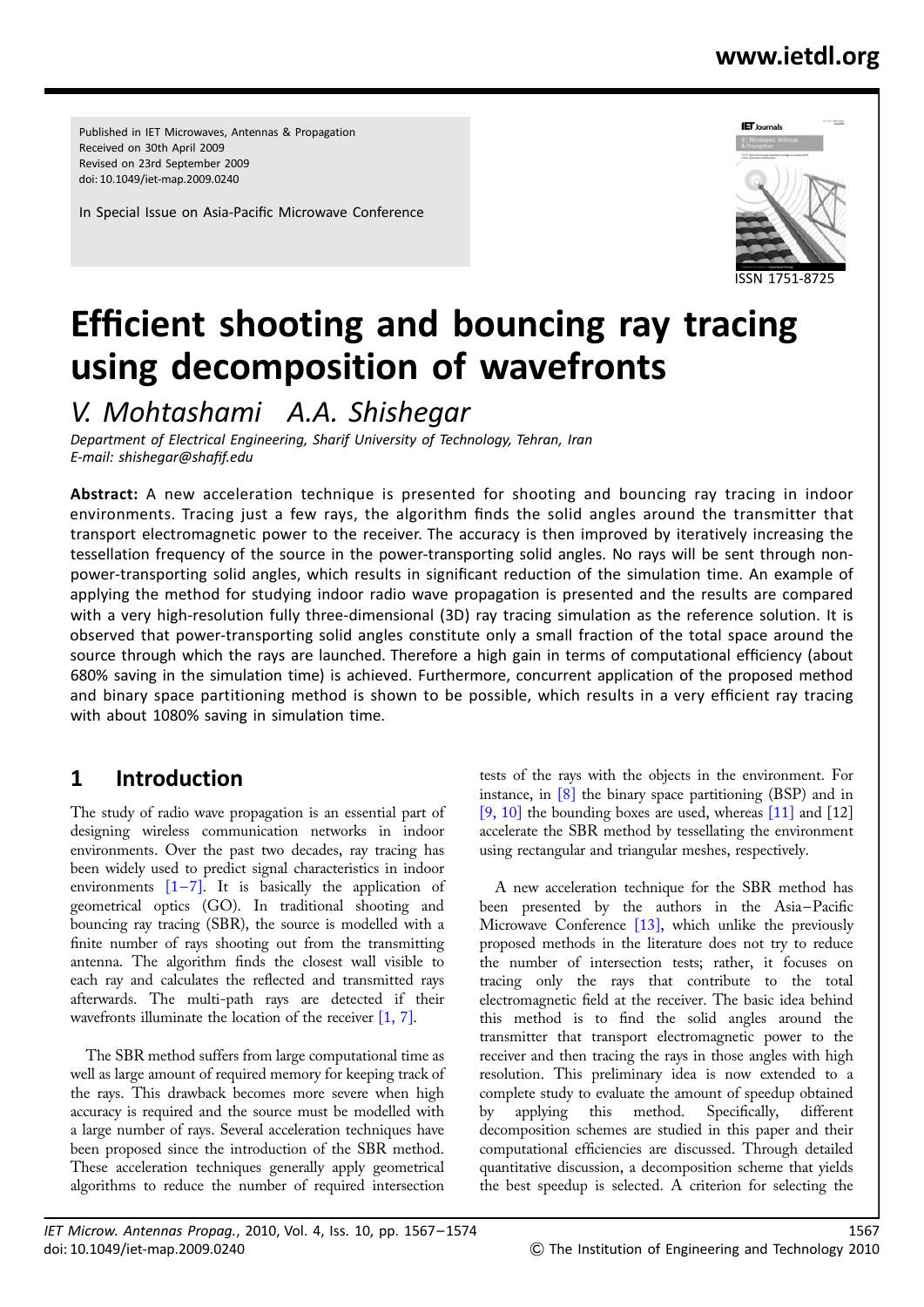Published in IET Microwaves, Antennas & Propagation
Received on 30th April 2009
Revised on 23rd September 2009
doi: 10.1049/iet-map.2009.0240

In Special Issue on Asia-Pacific Microwave Conference

ISSN 1751-8725

# Efficient shooting and bouncing ray tracing using decomposition of wavefronts

*V. Mohtashami A.A. Shishegar*

*Department of Electrical Engineering, Sharif University of Technology, Tehran, Iran*
*E-mail: shishegar@shafif.edu*

**Abstract:** A new acceleration technique is presented for shooting and bouncing ray tracing in indoor environments. Tracing just a few rays, the algorithm finds the solid angles around the transmitter that transport electromagnetic power to the receiver. The accuracy is then improved by iteratively increasing the tessellation frequency of the source in the power-transporting solid angles. No rays will be sent through non-power-transporting solid angles, which results in significant reduction of the simulation time. An example of applying the method for studying indoor radio wave propagation is presented and the results are compared with a very high-resolution fully three-dimensional (3D) ray tracing simulation as the reference solution. It is observed that power-transporting solid angles constitute only a small fraction of the total space around the source through which the rays are launched. Therefore a high gain in terms of computational efficiency (about 680% saving in the simulation time) is achieved. Furthermore, concurrent application of the proposed method and binary space partitioning method is shown to be possible, which results in a very efficient ray tracing with about 1080% saving in simulation time.

## 1 Introduction

The study of radio wave propagation is an essential part of designing wireless communication networks in indoor environments. Over the past two decades, ray tracing has been widely used to predict signal characteristics in indoor environments [1–7]. It is basically the application of geometrical optics (GO). In traditional shooting and bouncing ray tracing (SBR), the source is modelled with a finite number of rays shooting out from the transmitting antenna. The algorithm finds the closest wall visible to each ray and calculates the reflected and transmitted rays afterwards. The multi-path rays are detected if their wavefronts illuminate the location of the receiver [1, 7].

The SBR method suffers from large computational time as well as large amount of required memory for keeping track of the rays. This drawback becomes more severe when high accuracy is required and the source must be modelled with a large number of rays. Several acceleration techniques have been proposed since the introduction of the SBR method. These acceleration techniques generally apply geometrical algorithms to reduce the number of required intersection tests of the rays with the objects in the environment. For instance, in [8] the binary space partitioning (BSP) and in [9, 10] the bounding boxes are used, whereas [11] and [12] accelerate the SBR method by tessellating the environment using rectangular and triangular meshes, respectively.

A new acceleration technique for the SBR method has been presented by the authors in the Asia–Pacific Microwave Conference [13], which unlike the previously proposed methods in the literature does not try to reduce the number of intersection tests; rather, it focuses on tracing only the rays that contribute to the total electromagnetic field at the receiver. The basic idea behind this method is to find the solid angles around the transmitter that transport electromagnetic power to the receiver and then tracing the rays in those angles with high resolution. This preliminary idea is now extended to a complete study to evaluate the amount of speedup obtained by applying this method. Specifically, different decomposition schemes are studied in this paper and their computational efficiencies are discussed. Through detailed quantitative discussion, a decomposition scheme that yields the best speedup is selected. A criterion for selecting the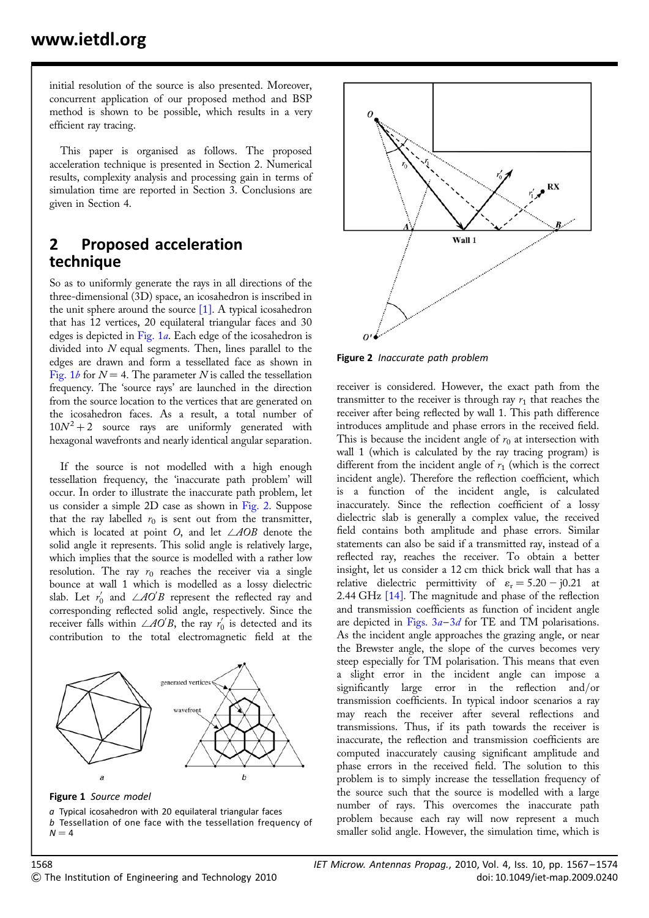initial resolution of the source is also presented. Moreover, concurrent application of our proposed method and BSP method is shown to be possible, which results in a very efficient ray tracing.

This paper is organised as follows. The proposed acceleration technique is presented in Section 2. Numerical results, complexity analysis and processing gain in terms of simulation time are reported in Section 3. Conclusions are given in Section 4.

## 2 Proposed acceleration technique

So as to uniformly generate the rays in all directions of the three-dimensional (3D) space, an icosahedron is inscribed in the unit sphere around the source [1]. A typical icosahedron that has 12 vertices, 20 equilateral triangular faces and 30 edges is depicted in Fig. 1*a*. Each edge of the icosahedron is divided into $N$ equal segments. Then, lines parallel to the edges are drawn and form a tessellated face as shown in Fig. 1*b* for $N = 4$. The parameter $N$ is called the tessellation frequency. The 'source rays' are launched in the direction from the source location to the vertices that are generated on the icosahedron faces. As a result, a total number of $10N^2 + 2$ source rays are uniformly generated with hexagonal wavefronts and nearly identical angular separation.

If the source is not modelled with a high enough tessellation frequency, the 'inaccurate path problem' will occur. In order to illustrate the inaccurate path problem, let us consider a simple 2D case as shown in Fig. 2. Suppose that the ray labelled $r_0$ is sent out from the transmitter, which is located at point $O$, and let $\angle AOB$ denote the solid angle it represents. This solid angle is relatively large, which implies that the source is modelled with a rather low resolution. The ray $r_0$ reaches the receiver via a single bounce at wall 1 which is modelled as a lossy dielectric slab. Let $r_0'$ and $\angle AO'B$ represent the reflected ray and corresponding reflected solid angle, respectively. Since the receiver falls within $\angle AO'B$, the ray $r_0'$ is detected and its contribution to the total electromagnetic field at the receiver is considered. However, the exact path from the transmitter to the receiver is through ray $r_1$ that reaches the receiver after being reflected by wall 1. This path difference introduces amplitude and phase errors in the received field. This is because the incident angle of $r_0$ at intersection with wall 1 (which is calculated by the ray tracing program) is different from the incident angle of $r_1$ (which is the correct incident angle). Therefore the reflection coefficient, which is a function of the incident angle, is calculated inaccurately. Since the reflection coefficient of a lossy dielectric slab is generally a complex value, the received field contains both amplitude and phase errors. Similar statements can also be said if a transmitted ray, instead of a reflected ray, reaches the receiver. To obtain a better insight, let us consider a 12 cm thick brick wall that has a relative dielectric permittivity of $\varepsilon_r = 5.20 - j0.21$ at 2.44 GHz [14]. The magnitude and phase of the reflection and transmission coefficients as function of incident angle are depicted in Figs. 3*a*–3*d* for TE and TM polarisations. As the incident angle approaches the grazing angle, or near the Brewster angle, the slope of the curves becomes very steep especially for TM polarisation. This means that even a slight error in the incident angle can impose a significantly large error in the reflection and/or transmission coefficients. In typical indoor scenarios a ray may reach the receiver after several reflections and transmissions. Thus, if its path towards the receiver is inaccurate, the reflection and transmission coefficients are computed inaccurately causing significant amplitude and phase errors in the received field. The solution to this problem is to simply increase the tessellation frequency of the source such that the source is modelled with a large number of rays. This overcomes the inaccurate path problem because each ray will now represent a much smaller solid angle. However, the simulation time, which is

**Figure 1** *Source model*

*a* Typical icosahedron with 20 equilateral triangular faces
*b* Tessellation of one face with the tessellation frequency of $N = 4$

**Figure 2** *Inaccurate path problem*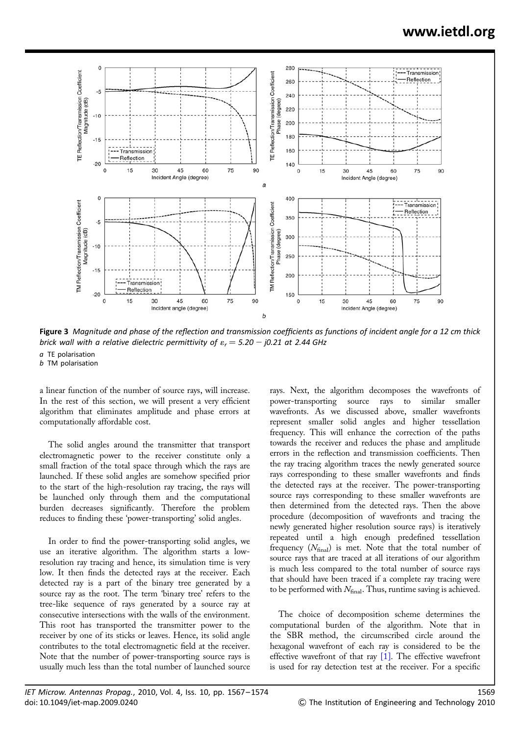TE Reflection/Transmission Coefficient Magnitude (dB)

0
-5
-10
-15
-20

0 15 30 45 60 75 90

Incident Angle (degree)

Transmission
Reflection

TE Reflection/Transmission Coefficient Phase (degree)

280
260
240
220
200
180
160
140

0 15 30 45 60 75 90

Incident Angle (degree)

Transmission
Reflection

*a*

TM Reflection/Transmission Coefficient Magnitude (dB)

0
-5
-10
-15
-20

0 15 30 45 60 75 90

Incident angle (degree)

Transmission
Reflection

TM Reflection/Transmission Coefficient Phase (degree)

400
350
300
250
200
150

0 15 30 45 60 75 90

Incident Angle (degree)

Transmission
Reflection

*b*

**Figure 3** *Magnitude and phase of the reflection and transmission coefficients as functions of incident angle for a 12 cm thick brick wall with a relative dielectric permittivity of $\varepsilon_r = 5.20 - j0.21$ at 2.44 GHz*

*a* TE polarisation
*b* TM polarisation

a linear function of the number of source rays, will increase. In the rest of this section, we will present a very efficient algorithm that eliminates amplitude and phase errors at computationally affordable cost.

The solid angles around the transmitter that transport electromagnetic power to the receiver constitute only a small fraction of the total space through which the rays are launched. If these solid angles are somehow specified prior to the start of the high-resolution ray tracing, the rays will be launched only through them and the computational burden decreases significantly. Therefore the problem reduces to finding these 'power-transporting' solid angles.

In order to find the power-transporting solid angles, we use an iterative algorithm. The algorithm starts a low-resolution ray tracing and hence, its simulation time is very low. It then finds the detected rays at the receiver. Each detected ray is a part of the binary tree generated by a source ray as the root. The term 'binary tree' refers to the tree-like sequence of rays generated by a source ray at consecutive intersections with the walls of the environment. This root has transported the transmitter power to the receiver by one of its sticks or leaves. Hence, its solid angle contributes to the total electromagnetic field at the receiver. Note that the number of power-transporting source rays is usually much less than the total number of launched source rays. Next, the algorithm decomposes the wavefronts of power-transporting source rays to similar smaller wavefronts. As we discussed above, smaller wavefronts represent smaller solid angles and higher tessellation frequency. This will enhance the correction of the paths towards the receiver and reduces the phase and amplitude errors in the reflection and transmission coefficients. Then the ray tracing algorithm traces the newly generated source rays corresponding to these smaller wavefronts and finds the detected rays at the receiver. The power-transporting source rays corresponding to these smaller wavefronts are then determined from the detected rays. Then the above procedure (decomposition of wavefronts and tracing the newly generated higher resolution source rays) is iteratively repeated until a high enough predefined tessellation frequency ($N_{\text{final}}$) is met. Note that the total number of source rays that are traced at all iterations of our algorithm is much less compared to the total number of source rays that should have been traced if a complete ray tracing were to be performed with $N_{\text{final}}$. Thus, runtime saving is achieved.

The choice of decomposition scheme determines the computational burden of the algorithm. Note that in the SBR method, the circumscribed circle around the hexagonal wavefront of each ray is considered to be the effective wavefront of that ray [1]. The effective wavefront is used for ray detection test at the receiver. For a specific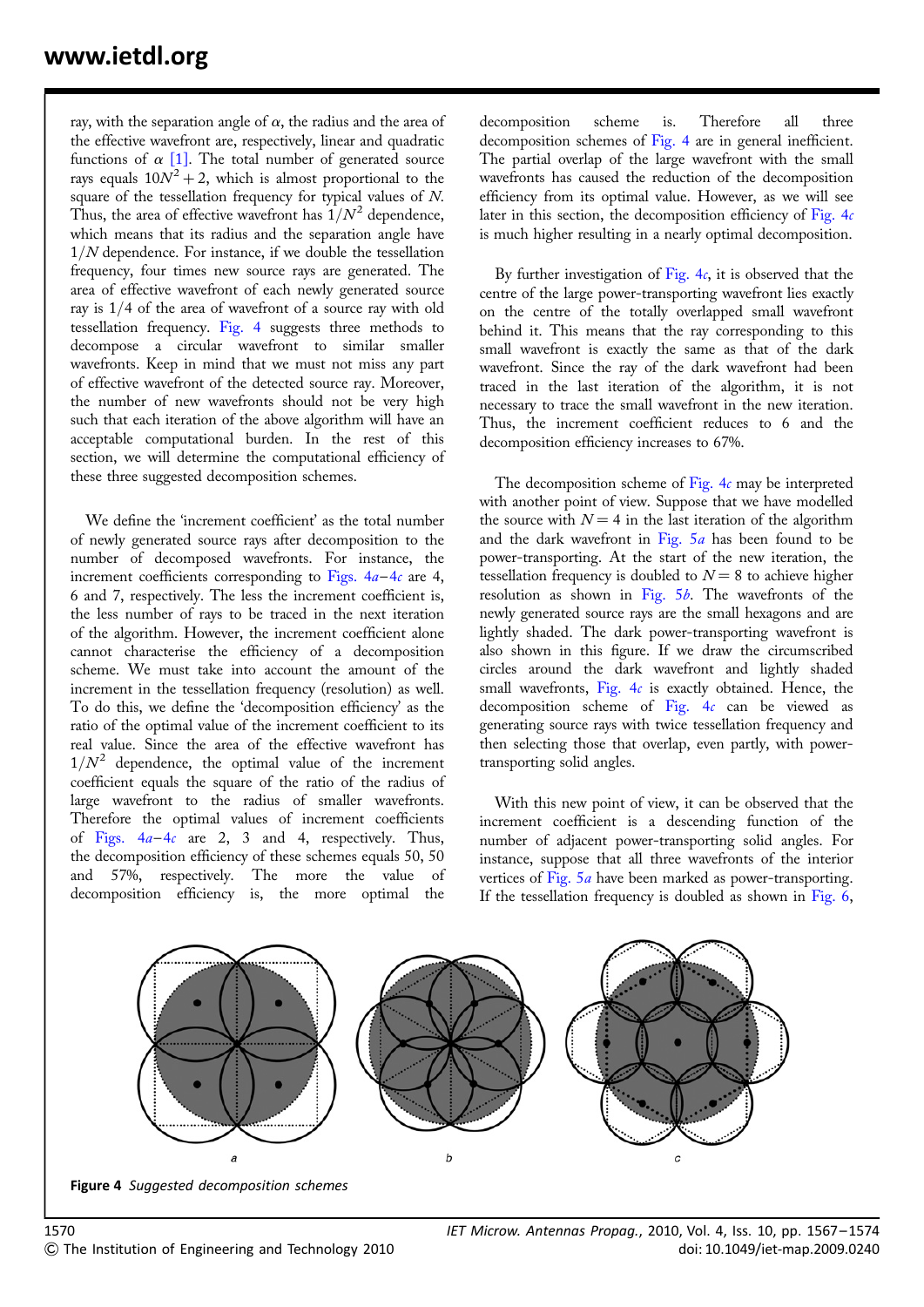ray, with the separation angle of $\alpha$, the radius and the area of the effective wavefront are, respectively, linear and quadratic functions of $\alpha$ [1]. The total number of generated source rays equals $10N^2 + 2$, which is almost proportional to the square of the tessellation frequency for typical values of $N$. Thus, the area of effective wavefront has $1/N^2$ dependence, which means that its radius and the separation angle have $1/N$ dependence. For instance, if we double the tessellation frequency, four times new source rays are generated. The area of effective wavefront of each newly generated source ray is $1/4$ of the area of wavefront of a source ray with old tessellation frequency. Fig. 4 suggests three methods to decompose a circular wavefront to similar smaller wavefronts. Keep in mind that we must not miss any part of effective wavefront of the detected source ray. Moreover, the number of new wavefronts should not be very high such that each iteration of the above algorithm will have an acceptable computational burden. In the rest of this section, we will determine the computational efficiency of these three suggested decomposition schemes.

We define the 'increment coefficient' as the total number of newly generated source rays after decomposition to the number of decomposed wavefronts. For instance, the increment coefficients corresponding to Figs. 4*a*–4*c* are 4, 6 and 7, respectively. The less the increment coefficient is, the less number of rays to be traced in the next iteration of the algorithm. However, the increment coefficient alone cannot characterise the efficiency of a decomposition scheme. We must take into account the amount of the increment in the tessellation frequency (resolution) as well. To do this, we define the 'decomposition efficiency' as the ratio of the optimal value of the increment coefficient to its real value. Since the area of the effective wavefront has $1/N^2$ dependence, the optimal value of the increment coefficient equals the square of the ratio of the radius of large wavefront to the radius of smaller wavefronts. Therefore the optimal values of increment coefficients of Figs. 4*a*–4*c* are 2, 3 and 4, respectively. Thus, the decomposition efficiency of these schemes equals 50, 50 and 57%, respectively. The more the value of decomposition efficiency is, the more optimal the decomposition scheme is. Therefore all three decomposition schemes of Fig. 4 are in general inefficient. The partial overlap of the large wavefront with the small wavefronts has caused the reduction of the decomposition efficiency from its optimal value. However, as we will see later in this section, the decomposition efficiency of Fig. 4*c* is much higher resulting in a nearly optimal decomposition.

By further investigation of Fig. 4*c*, it is observed that the centre of the large power-transporting wavefront lies exactly on the centre of the totally overlapped small wavefront behind it. This means that the ray corresponding to this small wavefront is exactly the same as that of the dark wavefront. Since the ray of the dark wavefront had been traced in the last iteration of the algorithm, it is not necessary to trace the small wavefront in the new iteration. Thus, the increment coefficient reduces to 6 and the decomposition efficiency increases to 67%.

The decomposition scheme of Fig. 4*c* may be interpreted with another point of view. Suppose that we have modelled the source with $N = 4$ in the last iteration of the algorithm and the dark wavefront in Fig. 5*a* has been found to be power-transporting. At the start of the new iteration, the tessellation frequency is doubled to $N = 8$ to achieve higher resolution as shown in Fig. 5*b*. The wavefronts of the newly generated source rays are the small hexagons and are lightly shaded. The dark power-transporting wavefront is also shown in this figure. If we draw the circumscribed circles around the dark wavefront and lightly shaded small wavefronts, Fig. 4*c* is exactly obtained. Hence, the decomposition scheme of Fig. 4*c* can be viewed as generating source rays with twice tessellation frequency and then selecting those that overlap, even partly, with power-transporting solid angles.

With this new point of view, it can be observed that the increment coefficient is a descending function of the number of adjacent power-transporting solid angles. For instance, suppose that all three wavefronts of the interior vertices of Fig. 5*a* have been marked as power-transporting. If the tessellation frequency is doubled as shown in Fig. 6,

**Figure 4** *Suggested decomposition schemes*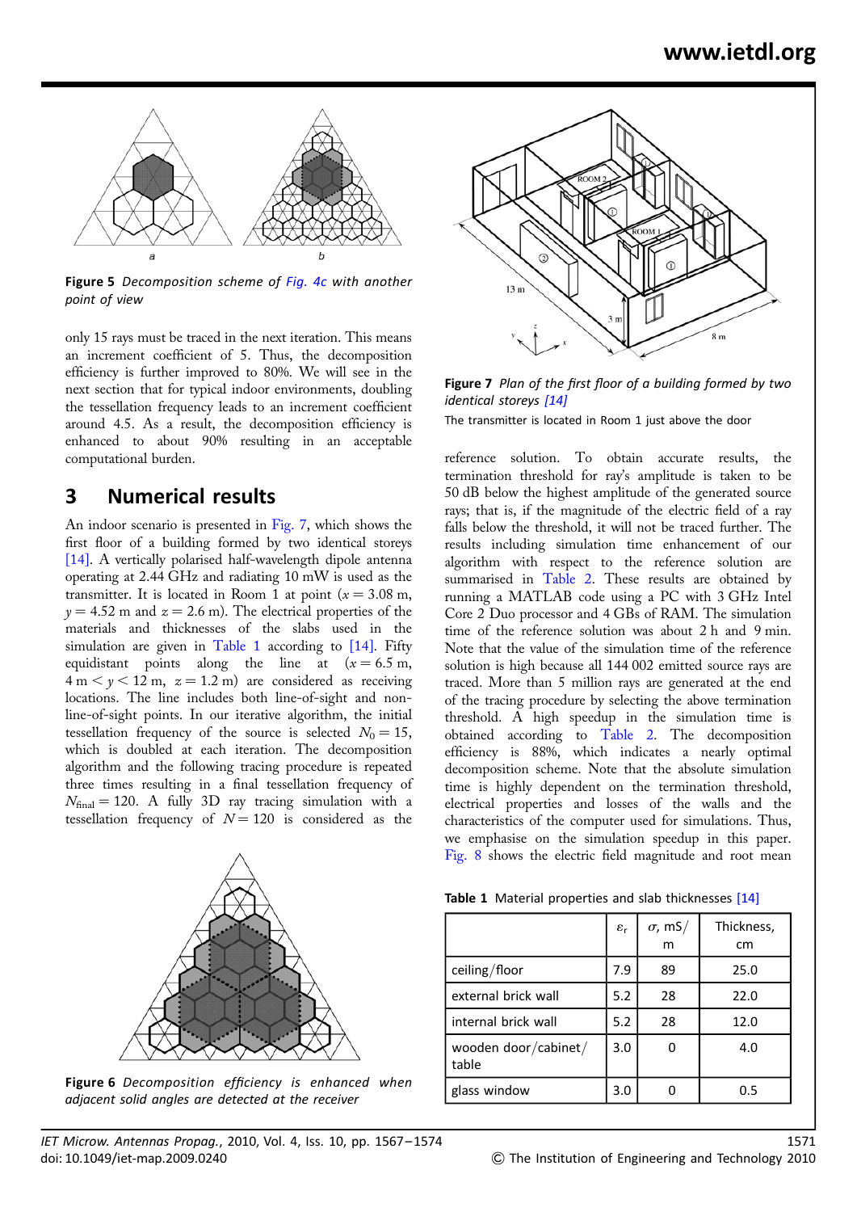Figure 5 *Decomposition scheme of Fig. 4c with another point of view*

only 15 rays must be traced in the next iteration. This means an increment coefficient of 5. Thus, the decomposition efficiency is further improved to 80%. We will see in the next section that for typical indoor environments, doubling the tessellation frequency leads to an increment coefficient around 4.5. As a result, the decomposition efficiency is enhanced to about 90% resulting in an acceptable computational burden.

## 3 Numerical results

An indoor scenario is presented in Fig. 7, which shows the first floor of a building formed by two identical storeys [14]. A vertically polarised half-wavelength dipole antenna operating at 2.44 GHz and radiating 10 mW is used as the transmitter. It is located in Room 1 at point ($x = 3.08$ m, $y = 4.52$ m and $z = 2.6$ m). The electrical properties of the materials and thicknesses of the slabs used in the simulation are given in Table 1 according to [14]. Fifty equidistant points along the line at ($x = 6.5$ m, $4\text{ m} < y < 12\text{ m}$, $z = 1.2$ m) are considered as receiving locations. The line includes both line-of-sight and non-line-of-sight points. In our iterative algorithm, the initial tessellation frequency of the source is selected $N_0 = 15$, which is doubled at each iteration. The decomposition algorithm and the following tracing procedure is repeated three times resulting in a final tessellation frequency of $N_{\text{final}} = 120$. A fully 3D ray tracing simulation with a tessellation frequency of $N = 120$ is considered as the reference solution. To obtain accurate results, the termination threshold for ray's amplitude is taken to be 50 dB below the highest amplitude of the generated source rays; that is, if the magnitude of the electric field of a ray falls below the threshold, it will not be traced further. The results including simulation time enhancement of our algorithm with respect to the reference solution are summarised in Table 2. These results are obtained by running a MATLAB code using a PC with 3 GHz Intel Core 2 Duo processor and 4 GBs of RAM. The simulation time of the reference solution was about 2 h and 9 min. Note that the value of the simulation time of the reference solution is high because all 144 002 emitted source rays are traced. More than 5 million rays are generated at the end of the tracing procedure by selecting the above termination threshold. A high speedup in the simulation time is obtained according to Table 2. The decomposition efficiency is 88%, which indicates a nearly optimal decomposition scheme. Note that the absolute simulation time is highly dependent on the termination threshold, electrical properties and losses of the walls and the characteristics of the computer used for simulations. Thus, we emphasise on the simulation speedup in this paper. Fig. 8 shows the electric field magnitude and root mean

Figure 6 *Decomposition efficiency is enhanced when adjacent solid angles are detected at the receiver*

Figure 7 *Plan of the first floor of a building formed by two identical storeys [14]*

The transmitter is located in Room 1 just above the door

Table 1 Material properties and slab thicknesses [14]

| | $\varepsilon_r$ | $\sigma$, mS/m | Thickness, cm |
|---|---|---|---|
| ceiling/floor | 7.9 | 89 | 25.0 |
| external brick wall | 5.2 | 28 | 22.0 |
| internal brick wall | 5.2 | 28 | 12.0 |
| wooden door/cabinet/table | 3.0 | 0 | 4.0 |
| glass window | 3.0 | 0 | 0.5 |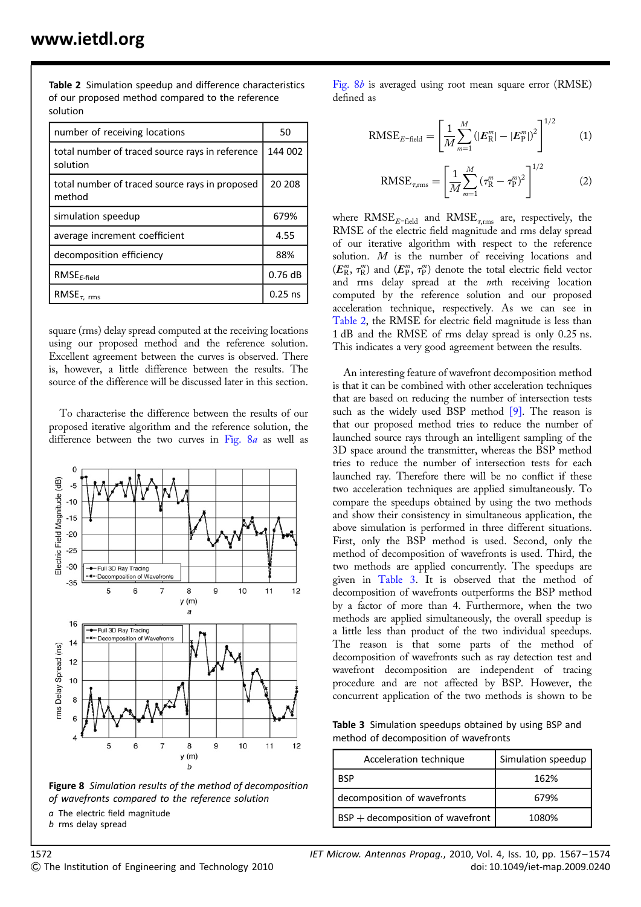**Table 2** Simulation speedup and difference characteristics of our proposed method compared to the reference solution

| | |
|---|---|
| number of receiving locations | 50 |
| total number of traced source rays in reference solution | 144 002 |
| total number of traced source rays in proposed method | 20 208 |
| simulation speedup | 679% |
| average increment coefficient | 4.55 |
| decomposition efficiency | 88% |
| $\text{RMSE}_{E\text{-field}}$ | 0.76 dB |
| $\text{RMSE}_{\tau,\text{ rms}}$ | 0.25 ns |

square (rms) delay spread computed at the receiving locations using our proposed method and the reference solution. Excellent agreement between the curves is observed. There is, however, a little difference between the results. The source of the difference will be discussed later in this section.

To characterise the difference between the results of our proposed iterative algorithm and the reference solution, the difference between the two curves in Fig. 8*a* as well as Fig. 8*b* is averaged using root mean square error (RMSE) defined as

$$\text{RMSE}_{E\text{-field}} = \left[\frac{1}{M}\sum_{m=1}^{M}(|\boldsymbol{E}_{\text{R}}^{m}| - |\boldsymbol{E}_{\text{P}}^{m}|)^2\right]^{1/2} \tag{1}$$

$$\text{RMSE}_{\tau,\text{rms}} = \left[\frac{1}{M}\sum_{m=1}^{M}(\tau_{\text{R}}^{m} - \tau_{\text{P}}^{m})^2\right]^{1/2} \tag{2}$$

where $\text{RMSE}_{E\text{-field}}$ and $\text{RMSE}_{\tau,\text{rms}}$ are, respectively, the RMSE of the electric field magnitude and rms delay spread of our iterative algorithm with respect to the reference solution. $M$ is the number of receiving locations and $(\boldsymbol{E}_{\text{R}}^{m}, \tau_{\text{R}}^{m})$ and $(\boldsymbol{E}_{\text{P}}^{m}, \tau_{\text{P}}^{m})$ denote the total electric field vector and rms delay spread at the $m$th receiving location computed by the reference solution and our proposed acceleration technique, respectively. As we can see in Table 2, the RMSE for electric field magnitude is less than 1 dB and the RMSE of rms delay spread is only 0.25 ns. This indicates a very good agreement between the results.

**Figure 8** *Simulation results of the method of decomposition of wavefronts compared to the reference solution*

*a* The electric field magnitude

*b* rms delay spread

An interesting feature of wavefront decomposition method is that it can be combined with other acceleration techniques that are based on reducing the number of intersection tests such as the widely used BSP method [9]. The reason is that our proposed method tries to reduce the number of launched source rays through an intelligent sampling of the 3D space around the transmitter, whereas the BSP method tries to reduce the number of intersection tests for each launched ray. Therefore there will be no conflict if these two acceleration techniques are applied simultaneously. To compare the speedups obtained by using the two methods and show their consistency in simultaneous application, the above simulation is performed in three different situations. First, only the BSP method is used. Second, only the method of decomposition of wavefronts is used. Third, the two methods are applied concurrently. The speedups are given in Table 3. It is observed that the method of decomposition of wavefronts outperforms the BSP method by a factor of more than 4. Furthermore, when the two methods are applied simultaneously, the overall speedup is a little less than product of the two individual speedups. The reason is that some parts of the method of decomposition of wavefronts such as ray detection test and wavefront decomposition are independent of tracing procedure and are not affected by BSP. However, the concurrent application of the two methods is shown to be

**Table 3** Simulation speedups obtained by using BSP and method of decomposition of wavefronts

| Acceleration technique | Simulation speedup |
|---|---|
| BSP | 162% |
| decomposition of wavefronts | 679% |
| BSP + decomposition of wavefront | 1080% |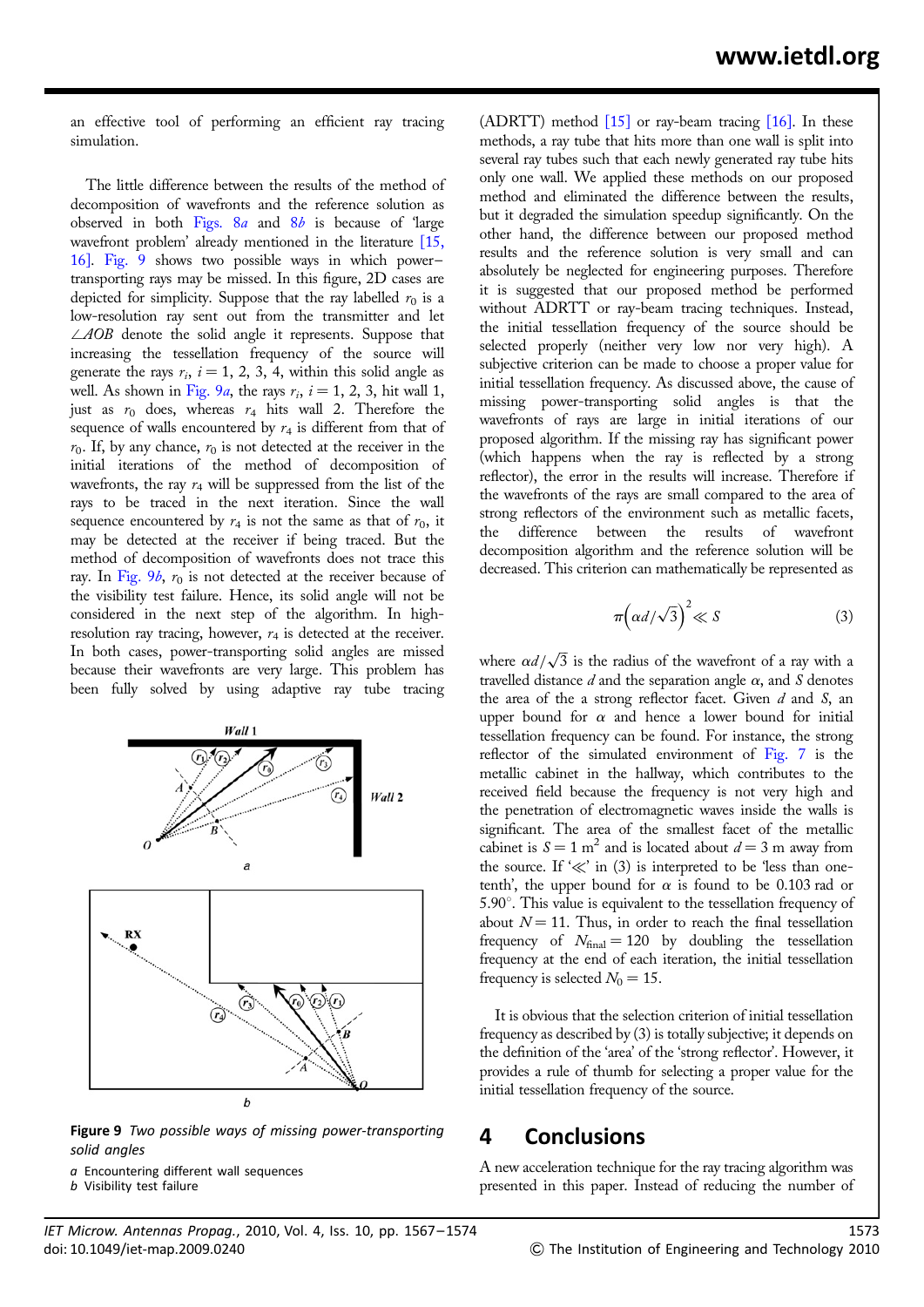an effective tool of performing an efficient ray tracing simulation.

The little difference between the results of the method of decomposition of wavefronts and the reference solution as observed in both Figs. 8*a* and 8*b* is because of 'large wavefront problem' already mentioned in the literature [15, 16]. Fig. 9 shows two possible ways in which power–transporting rays may be missed. In this figure, 2D cases are depicted for simplicity. Suppose that the ray labelled $r_0$ is a low-resolution ray sent out from the transmitter and let $\angle AOB$ denote the solid angle it represents. Suppose that increasing the tessellation frequency of the source will generate the rays $r_i$, $i = 1, 2, 3, 4$, within this solid angle as well. As shown in Fig. 9*a*, the rays $r_i$, $i = 1, 2, 3$, hit wall 1, just as $r_0$ does, whereas $r_4$ hits wall 2. Therefore the sequence of walls encountered by $r_4$ is different from that of $r_0$. If, by any chance, $r_0$ is not detected at the receiver in the initial iterations of the method of decomposition of wavefronts, the ray $r_4$ will be suppressed from the list of the rays to be traced in the next iteration. Since the wall sequence encountered by $r_4$ is not the same as that of $r_0$, it may be detected at the receiver if being traced. But the method of decomposition of wavefronts does not trace this ray. In Fig. 9*b*, $r_0$ is not detected at the receiver because of the visibility test failure. Hence, its solid angle will not be considered in the next step of the algorithm. In high-resolution ray tracing, however, $r_4$ is detected at the receiver. In both cases, power-transporting solid angles are missed because their wavefronts are very large. This problem has been fully solved by using adaptive ray tube tracing (ADRTT) method [15] or ray-beam tracing [16]. In these methods, a ray tube that hits more than one wall is split into several ray tubes such that each newly generated ray tube hits only one wall. We applied these methods on our proposed method and eliminated the difference between the results, but it degraded the simulation speedup significantly. On the other hand, the difference between our proposed method results and the reference solution is very small and can absolutely be neglected for engineering purposes. Therefore it is suggested that our proposed method be performed without ADRTT or ray-beam tracing techniques. Instead, the initial tessellation frequency of the source should be selected properly (neither very low nor very high). A subjective criterion can be made to choose a proper value for initial tessellation frequency. As discussed above, the cause of missing power-transporting solid angles is that the wavefronts of rays are large in initial iterations of our proposed algorithm. If the missing ray has significant power (which happens when the ray is reflected by a strong reflector), the error in the results will increase. Therefore if the wavefronts of the rays are small compared to the area of strong reflectors of the environment such as metallic facets, the difference between the results of wavefront decomposition algorithm and the reference solution will be decreased. This criterion can mathematically be represented as

$$\pi\left(\alpha d/\sqrt{3}\right)^2 \ll S \tag{3}$$

where $\alpha d/\sqrt{3}$ is the radius of the wavefront of a ray with a travelled distance $d$ and the separation angle $\alpha$, and $S$ denotes the area of the a strong reflector facet. Given $d$ and $S$, an upper bound for $\alpha$ and hence a lower bound for initial tessellation frequency can be found. For instance, the strong reflector of the simulated environment of Fig. 7 is the metallic cabinet in the hallway, which contributes to the received field because the frequency is not very high and the penetration of electromagnetic waves inside the walls is significant. The area of the smallest facet of the metallic cabinet is $S = 1\ \text{m}^2$ and is located about $d = 3$ m away from the source. If '$\ll$' in (3) is interpreted to be 'less than one-tenth', the upper bound for $\alpha$ is found to be 0.103 rad or $5.90^\circ$. This value is equivalent to the tessellation frequency of about $N = 11$. Thus, in order to reach the final tessellation frequency of $N_{\text{final}} = 120$ by doubling the tessellation frequency at the end of each iteration, the initial tessellation frequency is selected $N_0 = 15$.

It is obvious that the selection criterion of initial tessellation frequency as described by (3) is totally subjective; it depends on the definition of the 'area' of the 'strong reflector'. However, it provides a rule of thumb for selecting a proper value for the initial tessellation frequency of the source.

**Figure 9** *Two possible ways of missing power-transporting solid angles*

*a* Encountering different wall sequences
*b* Visibility test failure

## 4 Conclusions

A new acceleration technique for the ray tracing algorithm was presented in this paper. Instead of reducing the number of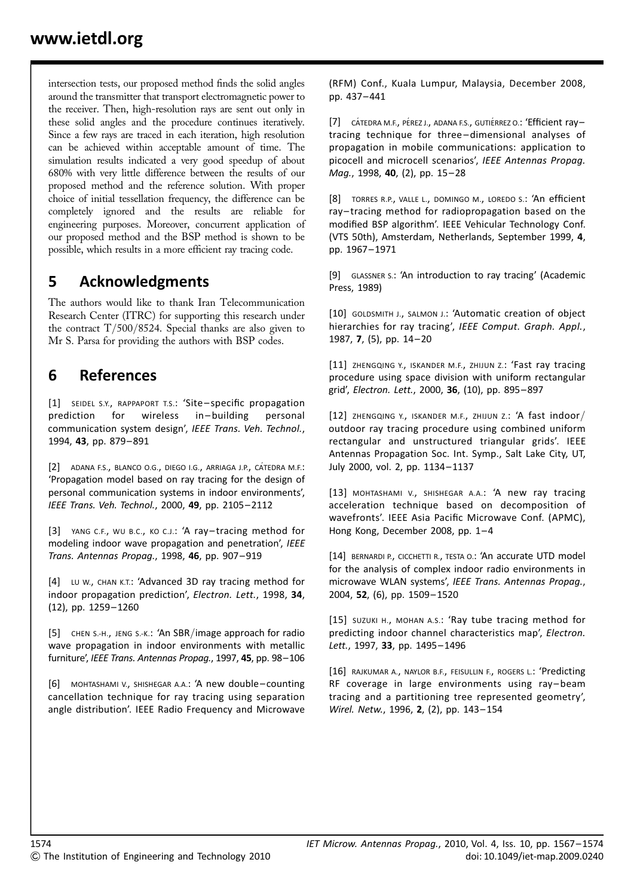intersection tests, our proposed method finds the solid angles around the transmitter that transport electromagnetic power to the receiver. Then, high-resolution rays are sent out only in these solid angles and the procedure continues iteratively. Since a few rays are traced in each iteration, high resolution can be achieved within acceptable amount of time. The simulation results indicated a very good speedup of about 680% with very little difference between the results of our proposed method and the reference solution. With proper choice of initial tessellation frequency, the difference can be completely ignored and the results are reliable for engineering purposes. Moreover, concurrent application of our proposed method and the BSP method is shown to be possible, which results in a more efficient ray tracing code.

## 5 Acknowledgments

The authors would like to thank Iran Telecommunication Research Center (ITRC) for supporting this research under the contract T/500/8524. Special thanks are also given to Mr S. Parsa for providing the authors with BSP codes.

## 6 References

[1] SEIDEL S.Y., RAPPAPORT T.S.: 'Site–specific propagation prediction for wireless in–building personal communication system design', *IEEE Trans. Veh. Technol.*, 1994, **43**, pp. 879–891

[2] ADANA F.S., BLANCO O.G., DIEGO I.G., ARRIAGA J.P., CÁTEDRA M.F.: 'Propagation model based on ray tracing for the design of personal communication systems in indoor environments', *IEEE Trans. Veh. Technol.*, 2000, **49**, pp. 2105–2112

[3] YANG C.F., WU B.C., KO C.J.: 'A ray–tracing method for modeling indoor wave propagation and penetration', *IEEE Trans. Antennas Propag.*, 1998, **46**, pp. 907–919

[4] LU W., CHAN K.T.: 'Advanced 3D ray tracing method for indoor propagation prediction', *Electron. Lett.*, 1998, **34**, (12), pp. 1259–1260

[5] CHEN S.-H., JENG S.-K.: 'An SBR/image approach for radio wave propagation in indoor environments with metallic furniture', *IEEE Trans. Antennas Propag.*, 1997, **45**, pp. 98–106

[6] MOHTASHAMI V., SHISHEGAR A.A.: 'A new double–counting cancellation technique for ray tracing using separation angle distribution'. IEEE Radio Frequency and Microwave (RFM) Conf., Kuala Lumpur, Malaysia, December 2008, pp. 437–441

[7] CÁTEDRA M.F., PÉREZ J., ADANA F.S., GUTIÉRREZ O.: 'Efficient ray–tracing technique for three–dimensional analyses of propagation in mobile communications: application to picocell and microcell scenarios', *IEEE Antennas Propag. Mag.*, 1998, **40**, (2), pp. 15–28

[8] TORRES R.P., VALLE L., DOMINGO M., LOREDO S.: 'An efficient ray–tracing method for radiopropagation based on the modified BSP algorithm'. IEEE Vehicular Technology Conf. (VTS 50th), Amsterdam, Netherlands, September 1999, **4**, pp. 1967–1971

[9] GLASSNER S.: 'An introduction to ray tracing' (Academic Press, 1989)

[10] GOLDSMITH J., SALMON J.: 'Automatic creation of object hierarchies for ray tracing', *IEEE Comput. Graph. Appl.*, 1987, **7**, (5), pp. 14–20

[11] ZHENGQING Y., ISKANDER M.F., ZHIJUN Z.: 'Fast ray tracing procedure using space division with uniform rectangular grid', *Electron. Lett.*, 2000, **36**, (10), pp. 895–897

[12] ZHENGQING Y., ISKANDER M.F., ZHIJUN Z.: 'A fast indoor/outdoor ray tracing procedure using combined uniform rectangular and unstructured triangular grids'. IEEE Antennas Propagation Soc. Int. Symp., Salt Lake City, UT, July 2000, vol. 2, pp. 1134–1137

[13] MOHTASHAMI V., SHISHEGAR A.A.: 'A new ray tracing acceleration technique based on decomposition of wavefronts'. IEEE Asia Pacific Microwave Conf. (APMC), Hong Kong, December 2008, pp. 1–4

[14] BERNARDI P., CICCHETTI R., TESTA O.: 'An accurate UTD model for the analysis of complex indoor radio environments in microwave WLAN systems', *IEEE Trans. Antennas Propag.*, 2004, **52**, (6), pp. 1509–1520

[15] SUZUKI H., MOHAN A.S.: 'Ray tube tracing method for predicting indoor channel characteristics map', *Electron. Lett.*, 1997, **33**, pp. 1495–1496

[16] RAJKUMAR A., NAYLOR B.F., FEISULLIN F., ROGERS L.: 'Predicting RF coverage in large environments using ray–beam tracing and a partitioning tree represented geometry', *Wirel. Netw.*, 1996, **2**, (2), pp. 143–154